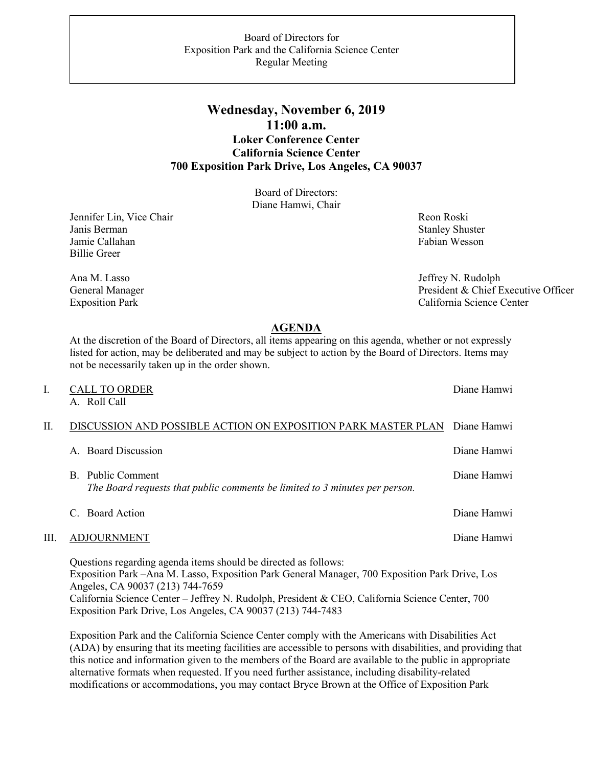Board of Directors for
Exposition Park and the California Science Center
Regular Meeting

# Wednesday, November 6, 2019
## 11:00 a.m.
### Loker Conference Center
### California Science Center
### 700 Exposition Park Drive, Los Angeles, CA 90037

Board of Directors:
Diane Hamwi, Chair

Jennifer Lin, Vice Chair
Janis Berman
Jamie Callahan
Billie Greer
Reon Roski
Stanley Shuster
Fabian Wesson

Ana M. Lasso
General Manager
Exposition Park

Jeffrey N. Rudolph
President & Chief Executive Officer
California Science Center

## AGENDA

At the discretion of the Board of Directors, all items appearing on this agenda, whether or not expressly listed for action, may be deliberated and may be subject to action by the Board of Directors. Items may not be necessarily taken up in the order shown.

I. CALL TO ORDER — Diane Hamwi
   A. Roll Call

II. DISCUSSION AND POSSIBLE ACTION ON EXPOSITION PARK MASTER PLAN — Diane Hamwi

   A. Board Discussion — Diane Hamwi

   B. Public Comment — Diane Hamwi
   *The Board requests that public comments be limited to 3 minutes per person.*

   C. Board Action — Diane Hamwi

III. ADJOURNMENT — Diane Hamwi

Questions regarding agenda items should be directed as follows:
Exposition Park –Ana M. Lasso, Exposition Park General Manager, 700 Exposition Park Drive, Los Angeles, CA 90037 (213) 744-7659
California Science Center – Jeffrey N. Rudolph, President & CEO, California Science Center, 700 Exposition Park Drive, Los Angeles, CA 90037 (213) 744-7483

Exposition Park and the California Science Center comply with the Americans with Disabilities Act (ADA) by ensuring that its meeting facilities are accessible to persons with disabilities, and providing that this notice and information given to the members of the Board are available to the public in appropriate alternative formats when requested. If you need further assistance, including disability-related modifications or accommodations, you may contact Bryce Brown at the Office of Exposition Park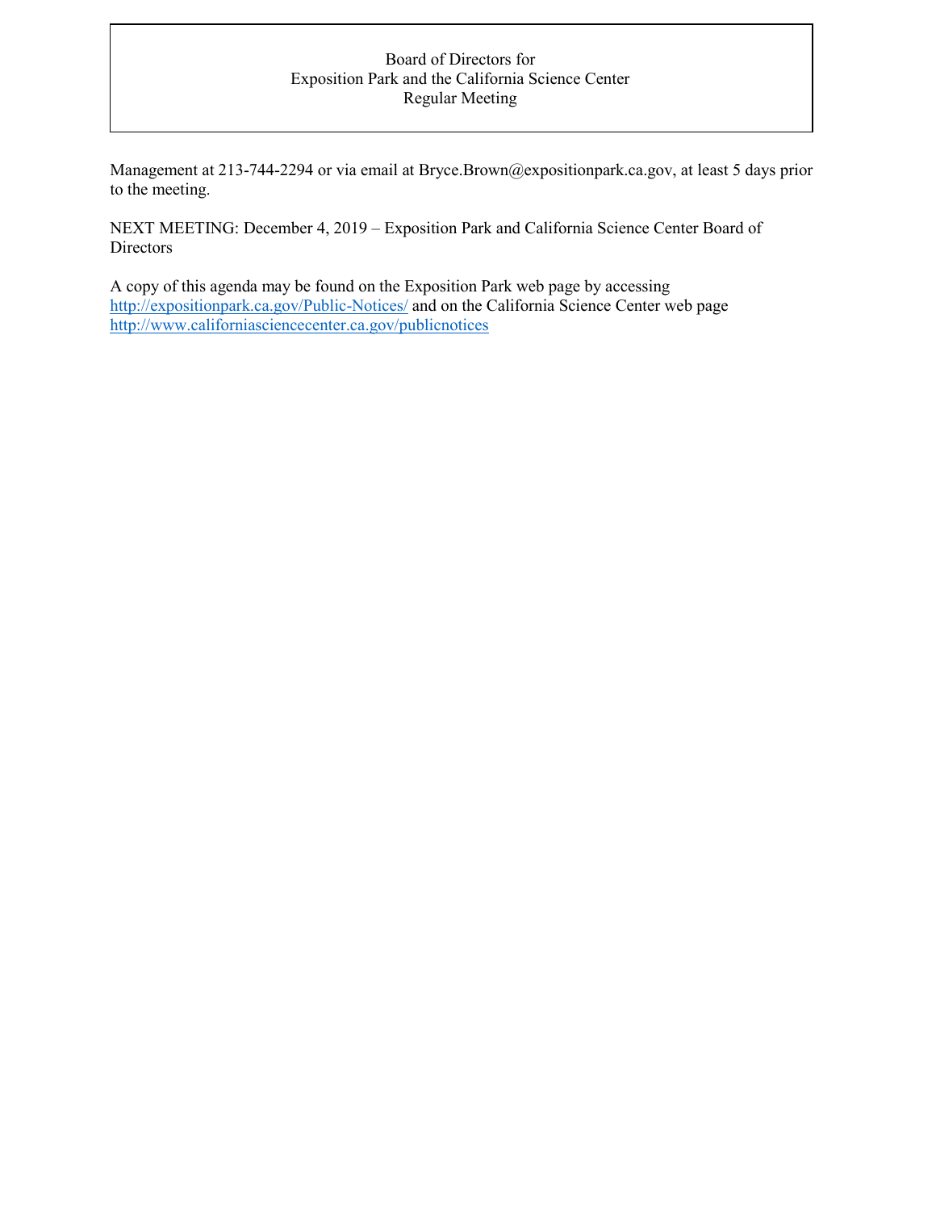Board of Directors for
Exposition Park and the California Science Center
Regular Meeting

Management at 213-744-2294 or via email at Bryce.Brown@expositionpark.ca.gov, at least 5 days prior to the meeting.

NEXT MEETING: December 4, 2019 – Exposition Park and California Science Center Board of Directors

A copy of this agenda may be found on the Exposition Park web page by accessing http://expositionpark.ca.gov/Public-Notices/ and on the California Science Center web page http://www.californiasciencecenter.ca.gov/publicnotices